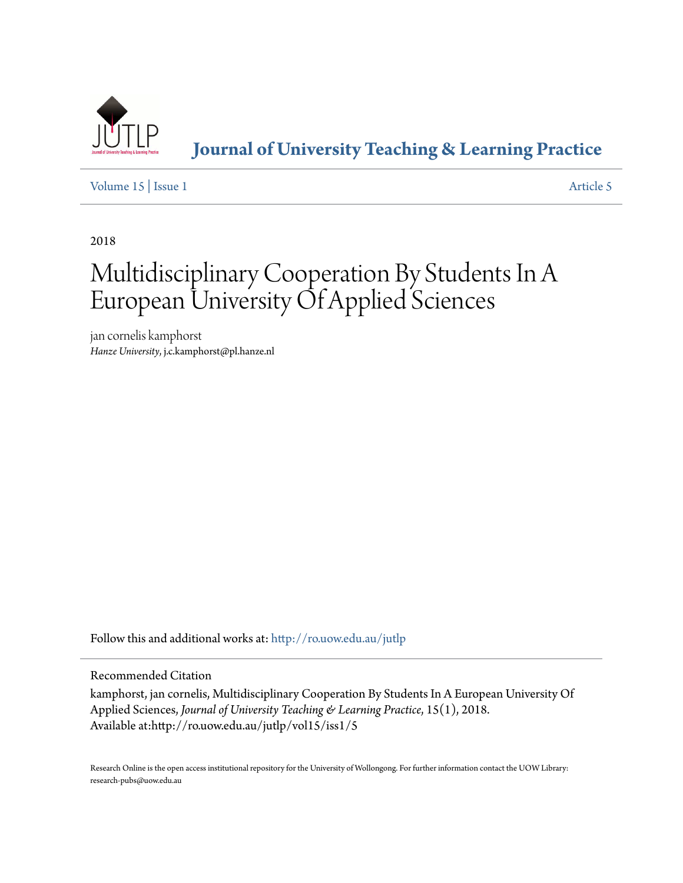# Journal of University Teaching & Learning Practice

Volume 15 | Issue 1 Article 5

2018

# Multidisciplinary Cooperation By Students In A European University Of Applied Sciences

jan cornelis kamphorst
*Hanze University*, j.c.kamphorst@pl.hanze.nl

Follow this and additional works at: http://ro.uow.edu.au/jutlp

Recommended Citation

kamphorst, jan cornelis, Multidisciplinary Cooperation By Students In A European University Of Applied Sciences, *Journal of University Teaching & Learning Practice*, 15(1), 2018.
Available at:http://ro.uow.edu.au/jutlp/vol15/iss1/5

Research Online is the open access institutional repository for the University of Wollongong. For further information contact the UOW Library: research-pubs@uow.edu.au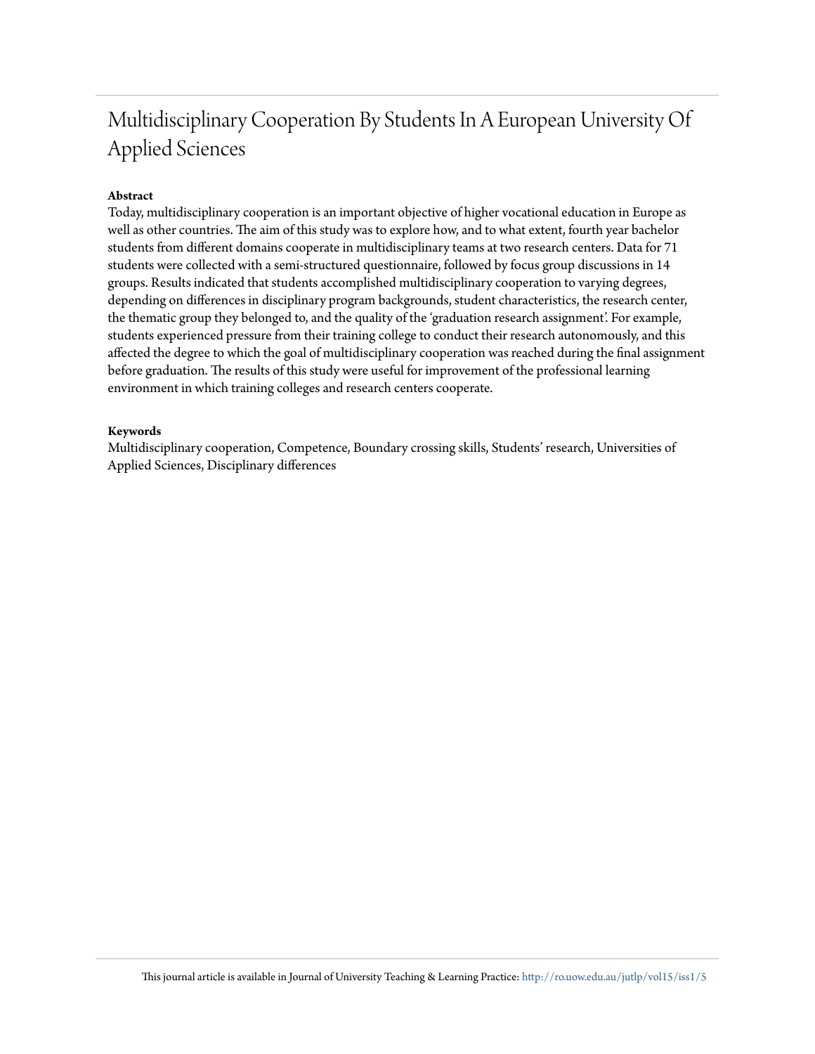# Multidisciplinary Cooperation By Students In A European University Of Applied Sciences

**Abstract**

Today, multidisciplinary cooperation is an important objective of higher vocational education in Europe as well as other countries. The aim of this study was to explore how, and to what extent, fourth year bachelor students from different domains cooperate in multidisciplinary teams at two research centers. Data for 71 students were collected with a semi-structured questionnaire, followed by focus group discussions in 14 groups. Results indicated that students accomplished multidisciplinary cooperation to varying degrees, depending on differences in disciplinary program backgrounds, student characteristics, the research center, the thematic group they belonged to, and the quality of the 'graduation research assignment'. For example, students experienced pressure from their training college to conduct their research autonomously, and this affected the degree to which the goal of multidisciplinary cooperation was reached during the final assignment before graduation. The results of this study were useful for improvement of the professional learning environment in which training colleges and research centers cooperate.

**Keywords**

Multidisciplinary cooperation, Competence, Boundary crossing skills, Students' research, Universities of Applied Sciences, Disciplinary differences

This journal article is available in Journal of University Teaching & Learning Practice: http://ro.uow.edu.au/jutlp/vol15/iss1/5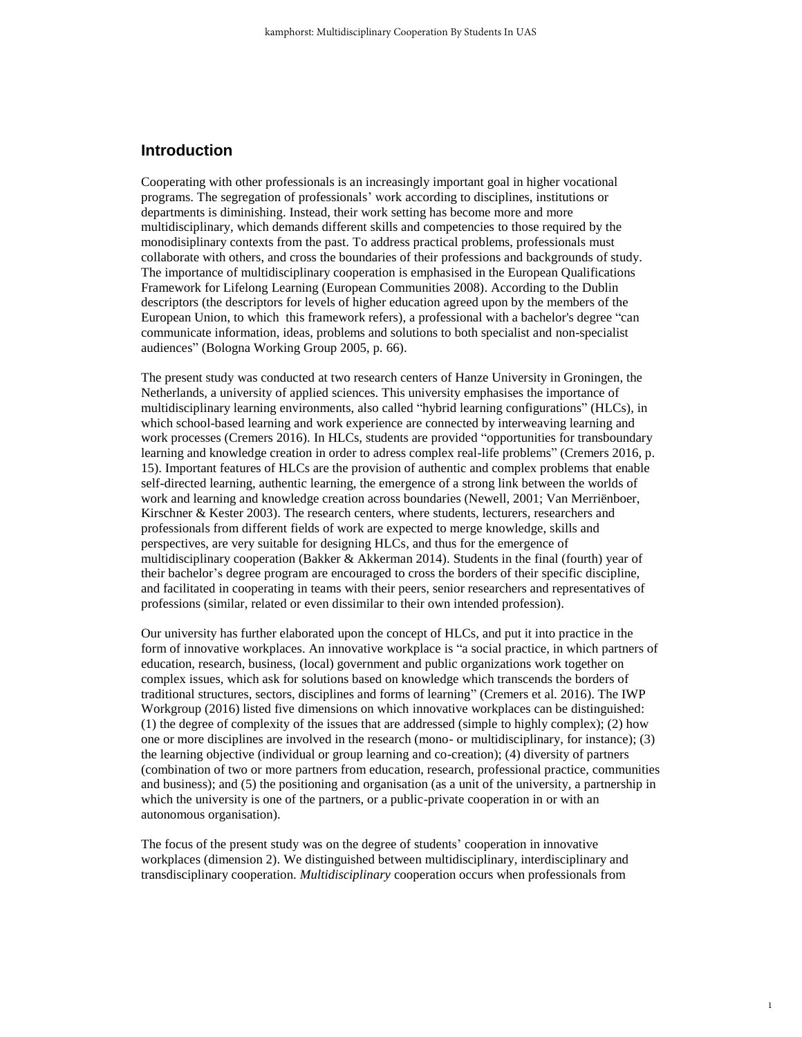## Introduction

Cooperating with other professionals is an increasingly important goal in higher vocational programs. The segregation of professionals' work according to disciplines, institutions or departments is diminishing. Instead, their work setting has become more and more multidisciplinary, which demands different skills and competencies to those required by the monodisiplinary contexts from the past. To address practical problems, professionals must collaborate with others, and cross the boundaries of their professions and backgrounds of study. The importance of multidisciplinary cooperation is emphasised in the European Qualifications Framework for Lifelong Learning (European Communities 2008). According to the Dublin descriptors (the descriptors for levels of higher education agreed upon by the members of the European Union, to which this framework refers), a professional with a bachelor's degree "can communicate information, ideas, problems and solutions to both specialist and non-specialist audiences" (Bologna Working Group 2005, p. 66).

The present study was conducted at two research centers of Hanze University in Groningen, the Netherlands, a university of applied sciences. This university emphasises the importance of multidisciplinary learning environments, also called "hybrid learning configurations" (HLCs), in which school-based learning and work experience are connected by interweaving learning and work processes (Cremers 2016). In HLCs, students are provided "opportunities for transboundary learning and knowledge creation in order to adress complex real-life problems" (Cremers 2016, p. 15). Important features of HLCs are the provision of authentic and complex problems that enable self-directed learning, authentic learning, the emergence of a strong link between the worlds of work and learning and knowledge creation across boundaries (Newell, 2001; Van Merriënboer, Kirschner & Kester 2003). The research centers, where students, lecturers, researchers and professionals from different fields of work are expected to merge knowledge, skills and perspectives, are very suitable for designing HLCs, and thus for the emergence of multidisciplinary cooperation (Bakker & Akkerman 2014). Students in the final (fourth) year of their bachelor's degree program are encouraged to cross the borders of their specific discipline, and facilitated in cooperating in teams with their peers, senior researchers and representatives of professions (similar, related or even dissimilar to their own intended profession).

Our university has further elaborated upon the concept of HLCs, and put it into practice in the form of innovative workplaces. An innovative workplace is "a social practice, in which partners of education, research, business, (local) government and public organizations work together on complex issues, which ask for solutions based on knowledge which transcends the borders of traditional structures, sectors, disciplines and forms of learning" (Cremers et al. 2016). The IWP Workgroup (2016) listed five dimensions on which innovative workplaces can be distinguished: (1) the degree of complexity of the issues that are addressed (simple to highly complex); (2) how one or more disciplines are involved in the research (mono- or multidisciplinary, for instance); (3) the learning objective (individual or group learning and co-creation); (4) diversity of partners (combination of two or more partners from education, research, professional practice, communities and business); and (5) the positioning and organisation (as a unit of the university, a partnership in which the university is one of the partners, or a public-private cooperation in or with an autonomous organisation).

The focus of the present study was on the degree of students' cooperation in innovative workplaces (dimension 2). We distinguished between multidisciplinary, interdisciplinary and transdisciplinary cooperation. *Multidisciplinary* cooperation occurs when professionals from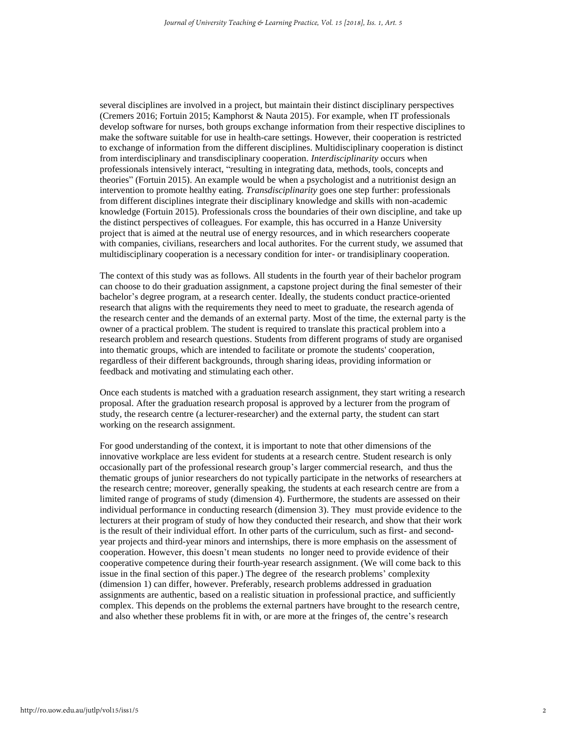several disciplines are involved in a project, but maintain their distinct disciplinary perspectives (Cremers 2016; Fortuin 2015; Kamphorst & Nauta 2015). For example, when IT professionals develop software for nurses, both groups exchange information from their respective disciplines to make the software suitable for use in health-care settings. However, their cooperation is restricted to exchange of information from the different disciplines. Multidisciplinary cooperation is distinct from interdisciplinary and transdisciplinary cooperation. *Interdisciplinarity* occurs when professionals intensively interact, "resulting in integrating data, methods, tools, concepts and theories" (Fortuin 2015). An example would be when a psychologist and a nutritionist design an intervention to promote healthy eating. *Transdisciplinarity* goes one step further: professionals from different disciplines integrate their disciplinary knowledge and skills with non-academic knowledge (Fortuin 2015). Professionals cross the boundaries of their own discipline, and take up the distinct perspectives of colleagues. For example, this has occurred in a Hanze University project that is aimed at the neutral use of energy resources, and in which researchers cooperate with companies, civilians, researchers and local authorites. For the current study, we assumed that multidisciplinary cooperation is a necessary condition for inter- or trandisiplinary cooperation.

The context of this study was as follows. All students in the fourth year of their bachelor program can choose to do their graduation assignment, a capstone project during the final semester of their bachelor's degree program, at a research center. Ideally, the students conduct practice-oriented research that aligns with the requirements they need to meet to graduate, the research agenda of the research center and the demands of an external party. Most of the time, the external party is the owner of a practical problem. The student is required to translate this practical problem into a research problem and research questions. Students from different programs of study are organised into thematic groups, which are intended to facilitate or promote the students' cooperation, regardless of their different backgrounds, through sharing ideas, providing information or feedback and motivating and stimulating each other.

Once each students is matched with a graduation research assignment, they start writing a research proposal. After the graduation research proposal is approved by a lecturer from the program of study, the research centre (a lecturer-researcher) and the external party, the student can start working on the research assignment.

For good understanding of the context, it is important to note that other dimensions of the innovative workplace are less evident for students at a research centre. Student research is only occasionally part of the professional research group's larger commercial research, and thus the thematic groups of junior researchers do not typically participate in the networks of researchers at the research centre; moreover, generally speaking, the students at each research centre are from a limited range of programs of study (dimension 4). Furthermore, the students are assessed on their individual performance in conducting research (dimension 3). They must provide evidence to the lecturers at their program of study of how they conducted their research, and show that their work is the result of their individual effort. In other parts of the curriculum, such as first- and second-year projects and third-year minors and internships, there is more emphasis on the assessment of cooperation. However, this doesn't mean students no longer need to provide evidence of their cooperative competence during their fourth-year research assignment. (We will come back to this issue in the final section of this paper.) The degree of the research problems' complexity (dimension 1) can differ, however. Preferably, research problems addressed in graduation assignments are authentic, based on a realistic situation in professional practice, and sufficiently complex. This depends on the problems the external partners have brought to the research centre, and also whether these problems fit in with, or are more at the fringes of, the centre's research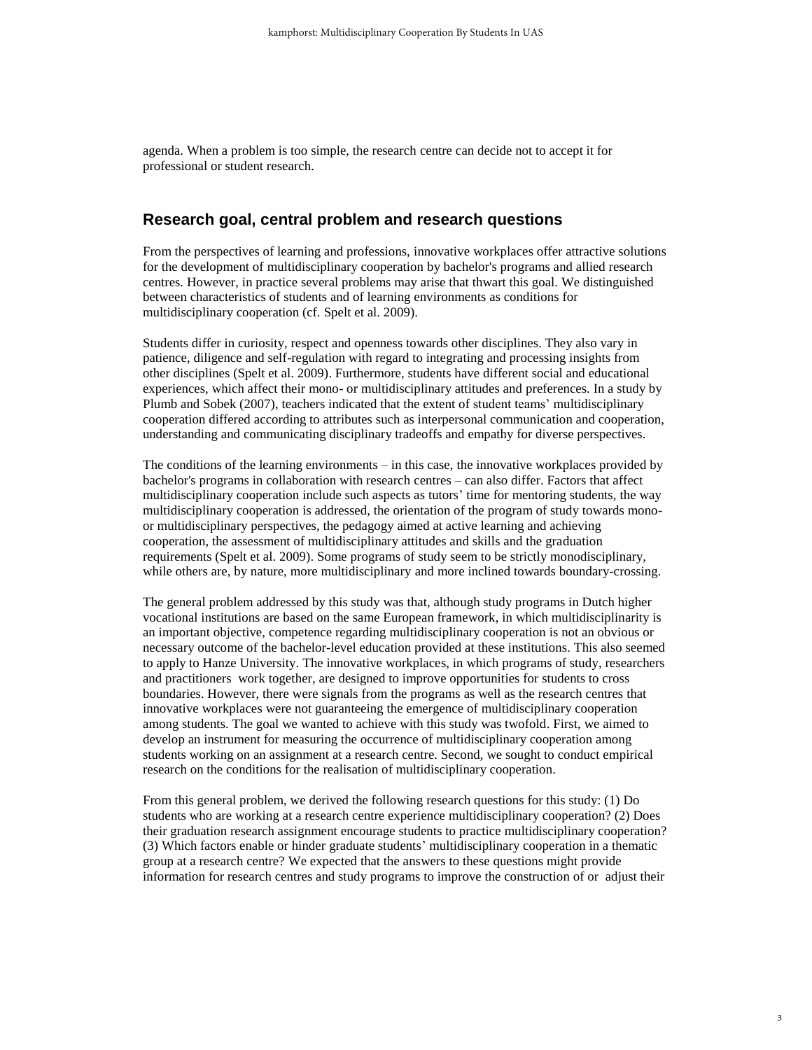agenda. When a problem is too simple, the research centre can decide not to accept it for professional or student research.

## Research goal, central problem and research questions

From the perspectives of learning and professions, innovative workplaces offer attractive solutions for the development of multidisciplinary cooperation by bachelor's programs and allied research centres. However, in practice several problems may arise that thwart this goal. We distinguished between characteristics of students and of learning environments as conditions for multidisciplinary cooperation (cf. Spelt et al. 2009).

Students differ in curiosity, respect and openness towards other disciplines. They also vary in patience, diligence and self-regulation with regard to integrating and processing insights from other disciplines (Spelt et al. 2009). Furthermore, students have different social and educational experiences, which affect their mono- or multidisciplinary attitudes and preferences. In a study by Plumb and Sobek (2007), teachers indicated that the extent of student teams' multidisciplinary cooperation differed according to attributes such as interpersonal communication and cooperation, understanding and communicating disciplinary tradeoffs and empathy for diverse perspectives.

The conditions of the learning environments – in this case, the innovative workplaces provided by bachelor's programs in collaboration with research centres – can also differ. Factors that affect multidisciplinary cooperation include such aspects as tutors' time for mentoring students, the way multidisciplinary cooperation is addressed, the orientation of the program of study towards mono- or multidisciplinary perspectives, the pedagogy aimed at active learning and achieving cooperation, the assessment of multidisciplinary attitudes and skills and the graduation requirements (Spelt et al. 2009). Some programs of study seem to be strictly monodisciplinary, while others are, by nature, more multidisciplinary and more inclined towards boundary-crossing.

The general problem addressed by this study was that, although study programs in Dutch higher vocational institutions are based on the same European framework, in which multidisciplinarity is an important objective, competence regarding multidisciplinary cooperation is not an obvious or necessary outcome of the bachelor-level education provided at these institutions. This also seemed to apply to Hanze University. The innovative workplaces, in which programs of study, researchers and practitioners work together, are designed to improve opportunities for students to cross boundaries. However, there were signals from the programs as well as the research centres that innovative workplaces were not guaranteeing the emergence of multidisciplinary cooperation among students. The goal we wanted to achieve with this study was twofold. First, we aimed to develop an instrument for measuring the occurrence of multidisciplinary cooperation among students working on an assignment at a research centre. Second, we sought to conduct empirical research on the conditions for the realisation of multidisciplinary cooperation.

From this general problem, we derived the following research questions for this study: (1) Do students who are working at a research centre experience multidisciplinary cooperation? (2) Does their graduation research assignment encourage students to practice multidisciplinary cooperation? (3) Which factors enable or hinder graduate students' multidisciplinary cooperation in a thematic group at a research centre? We expected that the answers to these questions might provide information for research centres and study programs to improve the construction of or adjust their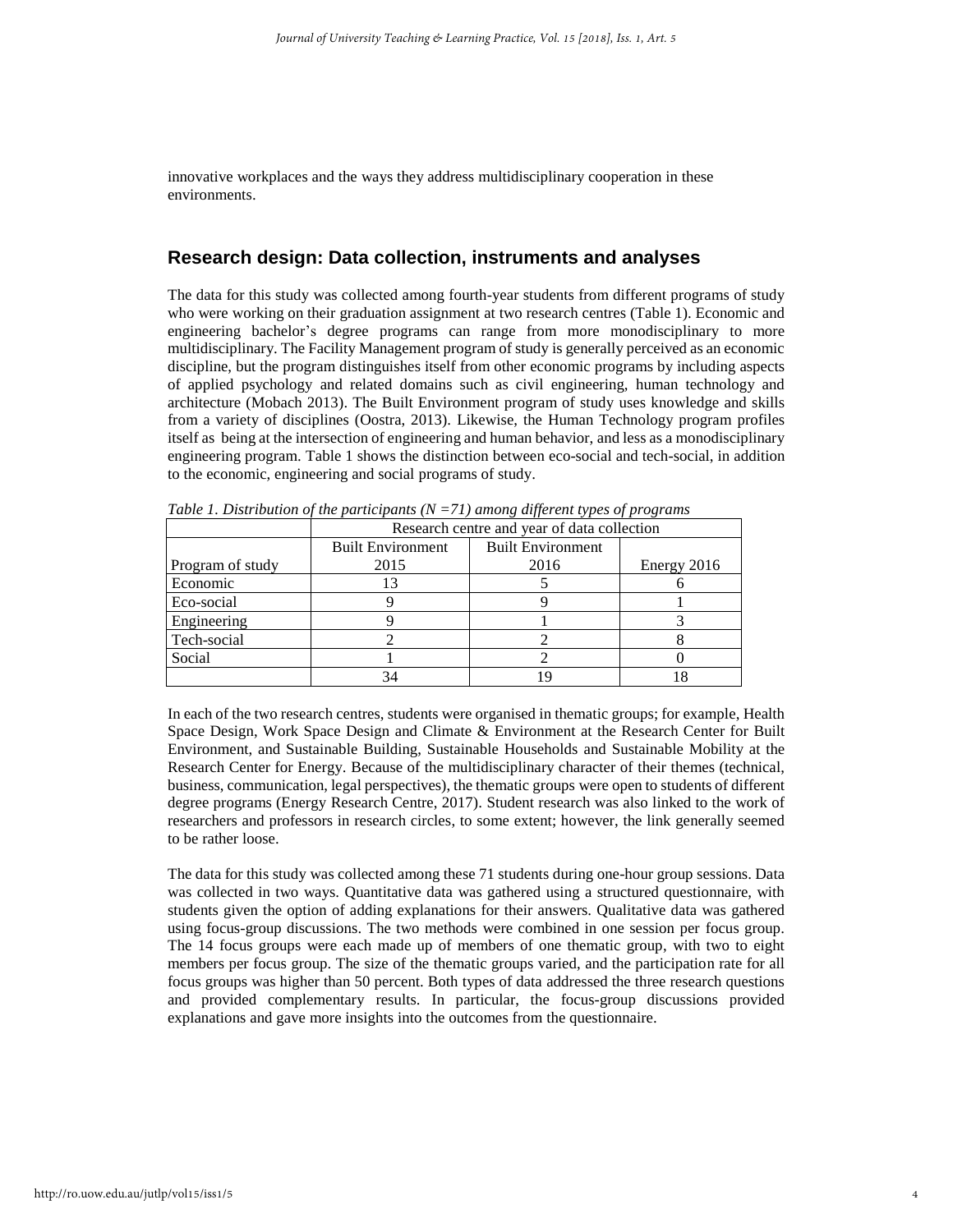innovative workplaces and the ways they address multidisciplinary cooperation in these environments.

## Research design: Data collection, instruments and analyses

The data for this study was collected among fourth-year students from different programs of study who were working on their graduation assignment at two research centres (Table 1). Economic and engineering bachelor's degree programs can range from more monodisciplinary to more multidisciplinary. The Facility Management program of study is generally perceived as an economic discipline, but the program distinguishes itself from other economic programs by including aspects of applied psychology and related domains such as civil engineering, human technology and architecture (Mobach 2013). The Built Environment program of study uses knowledge and skills from a variety of disciplines (Oostra, 2013). Likewise, the Human Technology program profiles itself as being at the intersection of engineering and human behavior, and less as a monodisciplinary engineering program. Table 1 shows the distinction between eco-social and tech-social, in addition to the economic, engineering and social programs of study.

*Table 1. Distribution of the participants (N =71) among different types of programs*

| | Research centre and year of data collection | | |
|---|---|---|---|
| Program of study | Built Environment 2015 | Built Environment 2016 | Energy 2016 |
| Economic | 13 | 5 | 6 |
| Eco-social | 9 | 9 | 1 |
| Engineering | 9 | 1 | 3 |
| Tech-social | 2 | 2 | 8 |
| Social | 1 | 2 | 0 |
| | 34 | 19 | 18 |

In each of the two research centres, students were organised in thematic groups; for example, Health Space Design, Work Space Design and Climate & Environment at the Research Center for Built Environment, and Sustainable Building, Sustainable Households and Sustainable Mobility at the Research Center for Energy. Because of the multidisciplinary character of their themes (technical, business, communication, legal perspectives), the thematic groups were open to students of different degree programs (Energy Research Centre, 2017). Student research was also linked to the work of researchers and professors in research circles, to some extent; however, the link generally seemed to be rather loose.

The data for this study was collected among these 71 students during one-hour group sessions. Data was collected in two ways. Quantitative data was gathered using a structured questionnaire, with students given the option of adding explanations for their answers. Qualitative data was gathered using focus-group discussions. The two methods were combined in one session per focus group. The 14 focus groups were each made up of members of one thematic group, with two to eight members per focus group. The size of the thematic groups varied, and the participation rate for all focus groups was higher than 50 percent. Both types of data addressed the three research questions and provided complementary results. In particular, the focus-group discussions provided explanations and gave more insights into the outcomes from the questionnaire.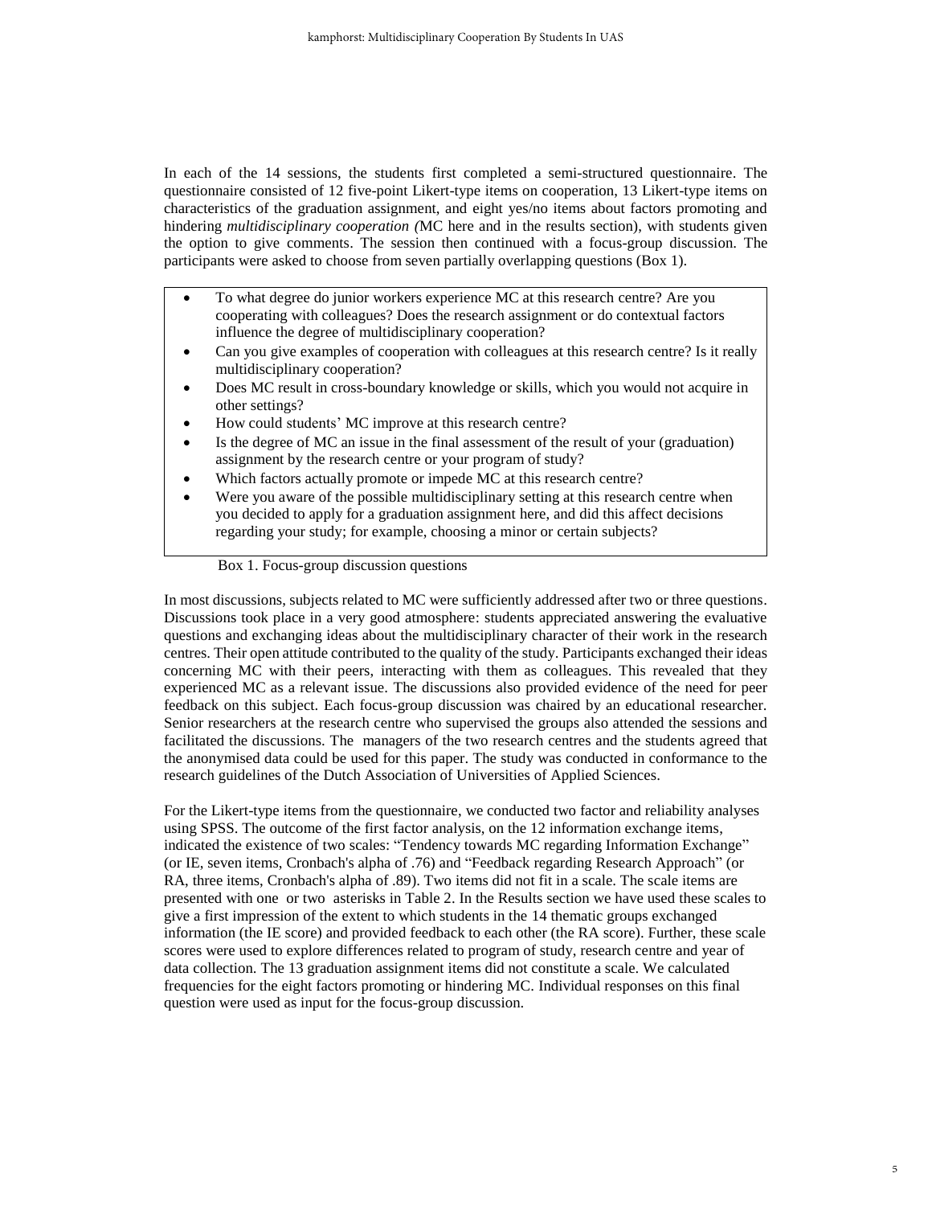In each of the 14 sessions, the students first completed a semi-structured questionnaire. The questionnaire consisted of 12 five-point Likert-type items on cooperation, 13 Likert-type items on characteristics of the graduation assignment, and eight yes/no items about factors promoting and hindering *multidisciplinary cooperation (*MC here and in the results section), with students given the option to give comments. The session then continued with a focus-group discussion. The participants were asked to choose from seven partially overlapping questions (Box 1).

- To what degree do junior workers experience MC at this research centre? Are you cooperating with colleagues? Does the research assignment or do contextual factors influence the degree of multidisciplinary cooperation?
- Can you give examples of cooperation with colleagues at this research centre? Is it really multidisciplinary cooperation?
- Does MC result in cross-boundary knowledge or skills, which you would not acquire in other settings?
- How could students' MC improve at this research centre?
- Is the degree of MC an issue in the final assessment of the result of your (graduation) assignment by the research centre or your program of study?
- Which factors actually promote or impede MC at this research centre?
- Were you aware of the possible multidisciplinary setting at this research centre when you decided to apply for a graduation assignment here, and did this affect decisions regarding your study; for example, choosing a minor or certain subjects?

Box 1. Focus-group discussion questions

In most discussions, subjects related to MC were sufficiently addressed after two or three questions. Discussions took place in a very good atmosphere: students appreciated answering the evaluative questions and exchanging ideas about the multidisciplinary character of their work in the research centres. Their open attitude contributed to the quality of the study. Participants exchanged their ideas concerning MC with their peers, interacting with them as colleagues. This revealed that they experienced MC as a relevant issue. The discussions also provided evidence of the need for peer feedback on this subject. Each focus-group discussion was chaired by an educational researcher. Senior researchers at the research centre who supervised the groups also attended the sessions and facilitated the discussions. The managers of the two research centres and the students agreed that the anonymised data could be used for this paper. The study was conducted in conformance to the research guidelines of the Dutch Association of Universities of Applied Sciences.

For the Likert-type items from the questionnaire, we conducted two factor and reliability analyses using SPSS. The outcome of the first factor analysis, on the 12 information exchange items, indicated the existence of two scales: "Tendency towards MC regarding Information Exchange" (or IE, seven items, Cronbach's alpha of .76) and "Feedback regarding Research Approach" (or RA, three items, Cronbach's alpha of .89). Two items did not fit in a scale. The scale items are presented with one or two asterisks in Table 2. In the Results section we have used these scales to give a first impression of the extent to which students in the 14 thematic groups exchanged information (the IE score) and provided feedback to each other (the RA score). Further, these scale scores were used to explore differences related to program of study, research centre and year of data collection. The 13 graduation assignment items did not constitute a scale. We calculated frequencies for the eight factors promoting or hindering MC. Individual responses on this final question were used as input for the focus-group discussion.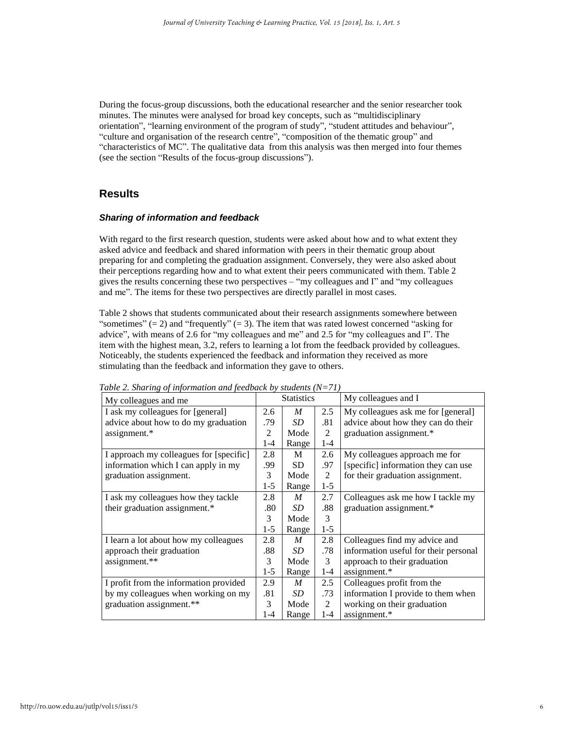During the focus-group discussions, both the educational researcher and the senior researcher took minutes. The minutes were analysed for broad key concepts, such as "multidisciplinary orientation", "learning environment of the program of study", "student attitudes and behaviour", "culture and organisation of the research centre", "composition of the thematic group" and "characteristics of MC". The qualitative data from this analysis was then merged into four themes (see the section "Results of the focus-group discussions").

## Results

### *Sharing of information and feedback*

With regard to the first research question, students were asked about how and to what extent they asked advice and feedback and shared information with peers in their thematic group about preparing for and completing the graduation assignment. Conversely, they were also asked about their perceptions regarding how and to what extent their peers communicated with them. Table 2 gives the results concerning these two perspectives – "my colleagues and I" and "my colleagues and me". The items for these two perspectives are directly parallel in most cases.

Table 2 shows that students communicated about their research assignments somewhere between "sometimes" (= 2) and "frequently" (= 3). The item that was rated lowest concerned "asking for advice", with means of 2.6 for "my colleagues and me" and 2.5 for "my colleagues and I". The item with the highest mean, 3.2, refers to learning a lot from the feedback provided by colleagues. Noticeably, the students experienced the feedback and information they received as more stimulating than the feedback and information they gave to others.

*Table 2. Sharing of information and feedback by students (N=71)*

| My colleagues and me | Statistics | | | My colleagues and I |
|---|---|---|---|---|
| I ask my colleagues for [general] advice about how to do my graduation assignment.* | 2.6<br>.79<br>2<br>1-4 | *M*<br>*SD*<br>Mode<br>Range | 2.5<br>.81<br>2<br>1-4 | My colleagues ask me for [general] advice about how they can do their graduation assignment.* |
| I approach my colleagues for [specific] information which I can apply in my graduation assignment. | 2.8<br>.99<br>3<br>1-5 | M<br>SD<br>Mode<br>Range | 2.6<br>.97<br>2<br>1-5 | My colleagues approach me for [specific] information they can use for their graduation assignment. |
| I ask my colleagues how they tackle their graduation assignment.* | 2.8<br>.80<br>3<br>1-5 | *M*<br>*SD*<br>Mode<br>Range | 2.7<br>.88<br>3<br>1-5 | Colleagues ask me how I tackle my graduation assignment.* |
| I learn a lot about how my colleagues approach their graduation assignment.** | 2.8<br>.88<br>3<br>1-5 | *M*<br>*SD*<br>Mode<br>Range | 2.8<br>.78<br>3<br>1-4 | Colleagues find my advice and information useful for their personal approach to their graduation assignment.* |
| I profit from the information provided by my colleagues when working on my graduation assignment.** | 2.9<br>.81<br>3<br>1-4 | *M*<br>*SD*<br>Mode<br>Range | 2.5<br>.73<br>2<br>1-4 | Colleagues profit from the information I provide to them when working on their graduation assignment.* |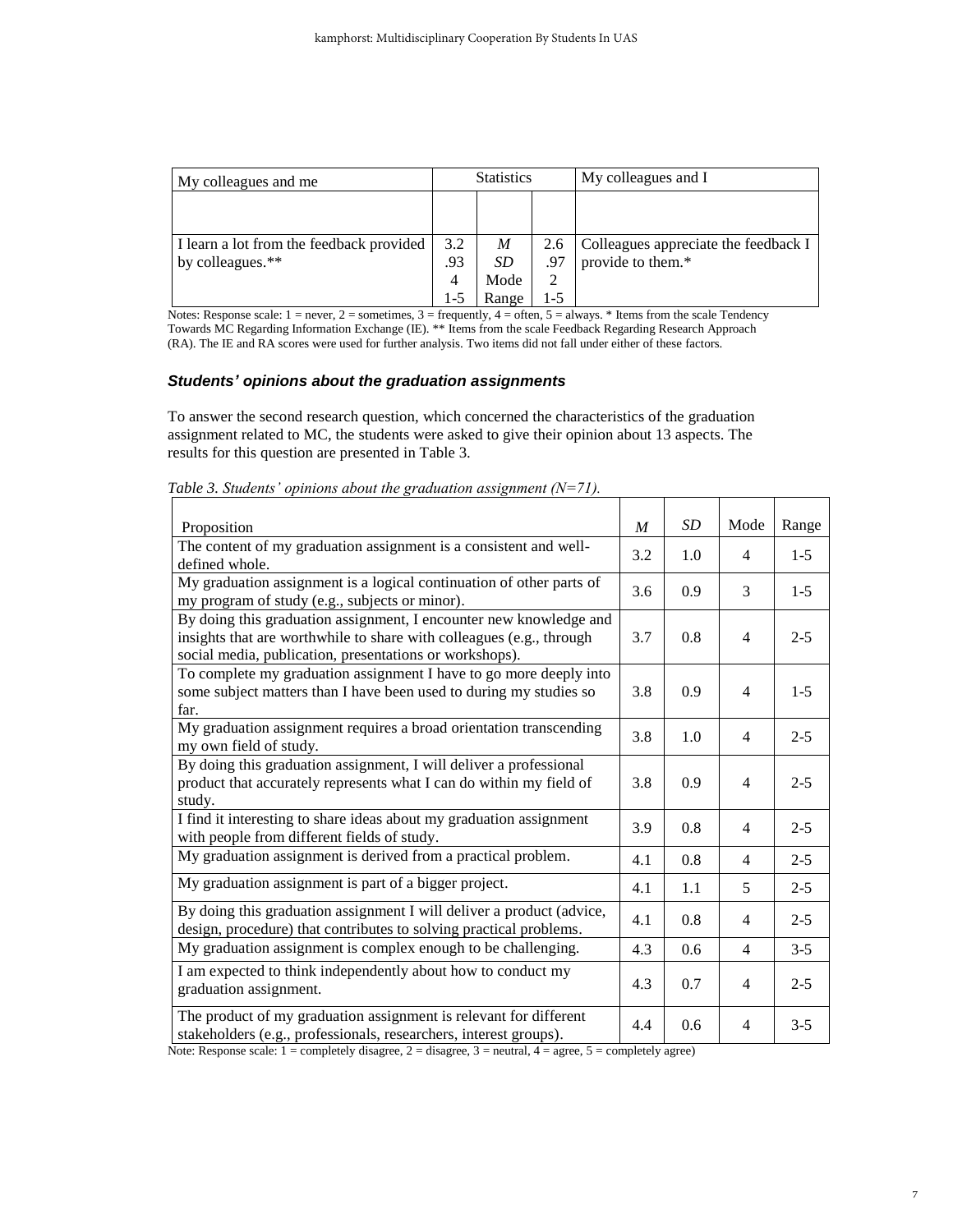| My colleagues and me | Statistics | | | My colleagues and I |
|---|---|---|---|---|
| | | | | |
| I learn a lot from the feedback provided by colleagues.** | 3.2<br>.93<br>4<br>1-5 | *M*<br>*SD*<br>Mode<br>Range | 2.6<br>.97<br>2<br>1-5 | Colleagues appreciate the feedback I provide to them.* |

Notes: Response scale: 1 = never, 2 = sometimes, 3 = frequently, 4 = often, 5 = always. * Items from the scale Tendency Towards MC Regarding Information Exchange (IE). ** Items from the scale Feedback Regarding Research Approach (RA). The IE and RA scores were used for further analysis. Two items did not fall under either of these factors.

### *Students' opinions about the graduation assignments*

To answer the second research question, which concerned the characteristics of the graduation assignment related to MC, the students were asked to give their opinion about 13 aspects. The results for this question are presented in Table 3.

*Table 3. Students' opinions about the graduation assignment (N=71).*

| Proposition | *M* | *SD* | Mode | Range |
|---|---|---|---|---|
| The content of my graduation assignment is a consistent and well-defined whole. | 3.2 | 1.0 | 4 | 1-5 |
| My graduation assignment is a logical continuation of other parts of my program of study (e.g., subjects or minor). | 3.6 | 0.9 | 3 | 1-5 |
| By doing this graduation assignment, I encounter new knowledge and insights that are worthwhile to share with colleagues (e.g., through social media, publication, presentations or workshops). | 3.7 | 0.8 | 4 | 2-5 |
| To complete my graduation assignment I have to go more deeply into some subject matters than I have been used to during my studies so far. | 3.8 | 0.9 | 4 | 1-5 |
| My graduation assignment requires a broad orientation transcending my own field of study. | 3.8 | 1.0 | 4 | 2-5 |
| By doing this graduation assignment, I will deliver a professional product that accurately represents what I can do within my field of study. | 3.8 | 0.9 | 4 | 2-5 |
| I find it interesting to share ideas about my graduation assignment with people from different fields of study. | 3.9 | 0.8 | 4 | 2-5 |
| My graduation assignment is derived from a practical problem. | 4.1 | 0.8 | 4 | 2-5 |
| My graduation assignment is part of a bigger project. | 4.1 | 1.1 | 5 | 2-5 |
| By doing this graduation assignment I will deliver a product (advice, design, procedure) that contributes to solving practical problems. | 4.1 | 0.8 | 4 | 2-5 |
| My graduation assignment is complex enough to be challenging. | 4.3 | 0.6 | 4 | 3-5 |
| I am expected to think independently about how to conduct my graduation assignment. | 4.3 | 0.7 | 4 | 2-5 |
| The product of my graduation assignment is relevant for different stakeholders (e.g., professionals, researchers, interest groups). | 4.4 | 0.6 | 4 | 3-5 |

Note: Response scale: 1 = completely disagree, 2 = disagree, 3 = neutral, 4 = agree, 5 = completely agree)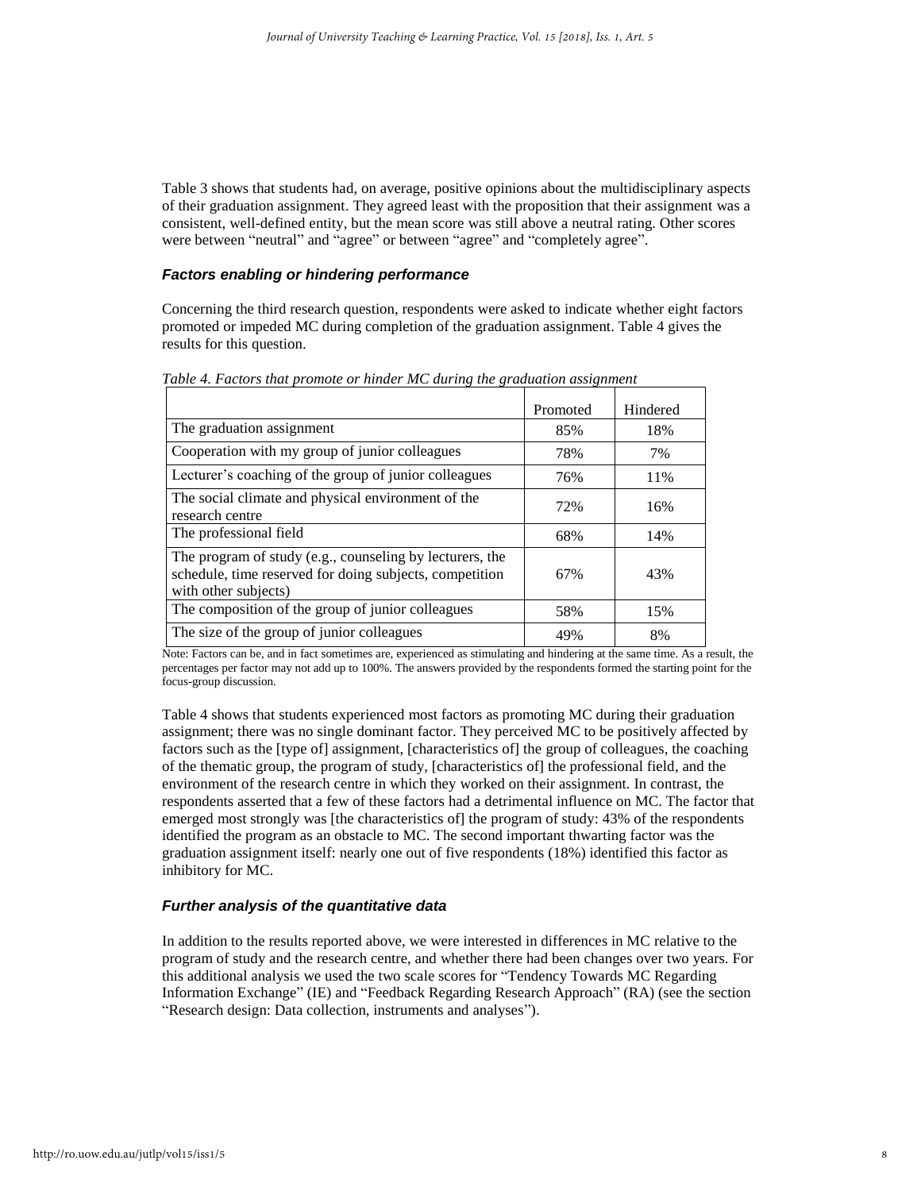Table 3 shows that students had, on average, positive opinions about the multidisciplinary aspects of their graduation assignment. They agreed least with the proposition that their assignment was a consistent, well-defined entity, but the mean score was still above a neutral rating. Other scores were between "neutral" and "agree" or between "agree" and "completely agree".

### *Factors enabling or hindering performance*

Concerning the third research question, respondents were asked to indicate whether eight factors promoted or impeded MC during completion of the graduation assignment. Table 4 gives the results for this question.

*Table 4. Factors that promote or hinder MC during the graduation assignment*

| | Promoted | Hindered |
|---|---|---|
| The graduation assignment | 85% | 18% |
| Cooperation with my group of junior colleagues | 78% | 7% |
| Lecturer's coaching of the group of junior colleagues | 76% | 11% |
| The social climate and physical environment of the research centre | 72% | 16% |
| The professional field | 68% | 14% |
| The program of study (e.g., counseling by lecturers, the schedule, time reserved for doing subjects, competition with other subjects) | 67% | 43% |
| The composition of the group of junior colleagues | 58% | 15% |
| The size of the group of junior colleagues | 49% | 8% |

Note: Factors can be, and in fact sometimes are, experienced as stimulating and hindering at the same time. As a result, the percentages per factor may not add up to 100%. The answers provided by the respondents formed the starting point for the focus-group discussion.

Table 4 shows that students experienced most factors as promoting MC during their graduation assignment; there was no single dominant factor. They perceived MC to be positively affected by factors such as the [type of] assignment, [characteristics of] the group of colleagues, the coaching of the thematic group, the program of study, [characteristics of] the professional field, and the environment of the research centre in which they worked on their assignment. In contrast, the respondents asserted that a few of these factors had a detrimental influence on MC. The factor that emerged most strongly was [the characteristics of] the program of study: 43% of the respondents identified the program as an obstacle to MC. The second important thwarting factor was the graduation assignment itself: nearly one out of five respondents (18%) identified this factor as inhibitory for MC.

### *Further analysis of the quantitative data*

In addition to the results reported above, we were interested in differences in MC relative to the program of study and the research centre, and whether there had been changes over two years. For this additional analysis we used the two scale scores for "Tendency Towards MC Regarding Information Exchange" (IE) and "Feedback Regarding Research Approach" (RA) (see the section "Research design: Data collection, instruments and analyses").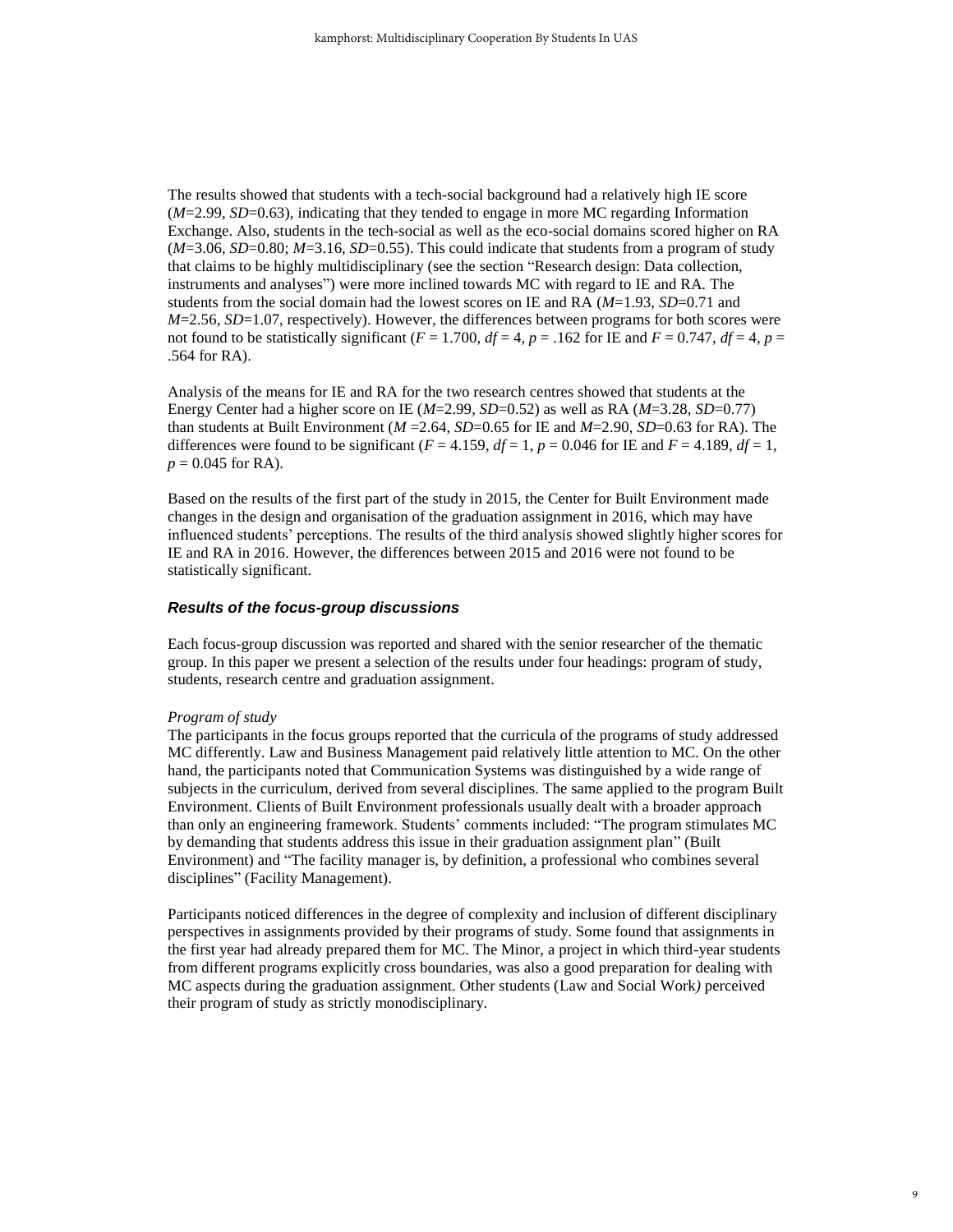The results showed that students with a tech-social background had a relatively high IE score ($M$=2.99, $SD$=0.63), indicating that they tended to engage in more MC regarding Information Exchange. Also, students in the tech-social as well as the eco-social domains scored higher on RA ($M$=3.06, $SD$=0.80; $M$=3.16, $SD$=0.55). This could indicate that students from a program of study that claims to be highly multidisciplinary (see the section "Research design: Data collection, instruments and analyses") were more inclined towards MC with regard to IE and RA. The students from the social domain had the lowest scores on IE and RA ($M$=1.93, $SD$=0.71 and $M$=2.56, $SD$=1.07, respectively). However, the differences between programs for both scores were not found to be statistically significant ($F$ = 1.700, $df$ = 4, $p$ = .162 for IE and $F$ = 0.747, $df$ = 4, $p$ = .564 for RA).

Analysis of the means for IE and RA for the two research centres showed that students at the Energy Center had a higher score on IE ($M$=2.99, $SD$=0.52) as well as RA ($M$=3.28, $SD$=0.77) than students at Built Environment ($M$ =2.64, $SD$=0.65 for IE and $M$=2.90, $SD$=0.63 for RA). The differences were found to be significant ($F$ = 4.159, $df$ = 1, $p$ = 0.046 for IE and $F$ = 4.189, $df$ = 1, $p$ = 0.045 for RA).

Based on the results of the first part of the study in 2015, the Center for Built Environment made changes in the design and organisation of the graduation assignment in 2016, which may have influenced students' perceptions. The results of the third analysis showed slightly higher scores for IE and RA in 2016. However, the differences between 2015 and 2016 were not found to be statistically significant.

### *Results of the focus-group discussions*

Each focus-group discussion was reported and shared with the senior researcher of the thematic group. In this paper we present a selection of the results under four headings: program of study, students, research centre and graduation assignment.

*Program of study*

The participants in the focus groups reported that the curricula of the programs of study addressed MC differently. Law and Business Management paid relatively little attention to MC. On the other hand, the participants noted that Communication Systems was distinguished by a wide range of subjects in the curriculum, derived from several disciplines. The same applied to the program Built Environment. Clients of Built Environment professionals usually dealt with a broader approach than only an engineering framework. Students' comments included: "The program stimulates MC by demanding that students address this issue in their graduation assignment plan" (Built Environment) and "The facility manager is, by definition, a professional who combines several disciplines" (Facility Management).

Participants noticed differences in the degree of complexity and inclusion of different disciplinary perspectives in assignments provided by their programs of study. Some found that assignments in the first year had already prepared them for MC. The Minor, a project in which third-year students from different programs explicitly cross boundaries, was also a good preparation for dealing with MC aspects during the graduation assignment. Other students (Law and Social Work) perceived their program of study as strictly monodisciplinary.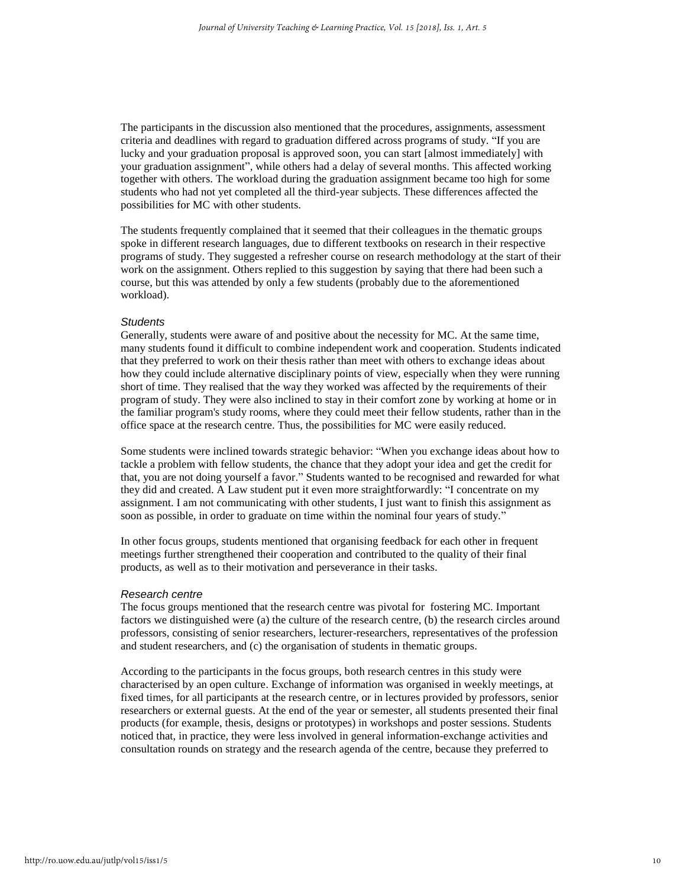The participants in the discussion also mentioned that the procedures, assignments, assessment criteria and deadlines with regard to graduation differed across programs of study. "If you are lucky and your graduation proposal is approved soon, you can start [almost immediately] with your graduation assignment", while others had a delay of several months. This affected working together with others. The workload during the graduation assignment became too high for some students who had not yet completed all the third-year subjects. These differences affected the possibilities for MC with other students.

The students frequently complained that it seemed that their colleagues in the thematic groups spoke in different research languages, due to different textbooks on research in their respective programs of study. They suggested a refresher course on research methodology at the start of their work on the assignment. Others replied to this suggestion by saying that there had been such a course, but this was attended by only a few students (probably due to the aforementioned workload).

### *Students*

Generally, students were aware of and positive about the necessity for MC. At the same time, many students found it difficult to combine independent work and cooperation. Students indicated that they preferred to work on their thesis rather than meet with others to exchange ideas about how they could include alternative disciplinary points of view, especially when they were running short of time. They realised that the way they worked was affected by the requirements of their program of study. They were also inclined to stay in their comfort zone by working at home or in the familiar program's study rooms, where they could meet their fellow students, rather than in the office space at the research centre. Thus, the possibilities for MC were easily reduced.

Some students were inclined towards strategic behavior: "When you exchange ideas about how to tackle a problem with fellow students, the chance that they adopt your idea and get the credit for that, you are not doing yourself a favor." Students wanted to be recognised and rewarded for what they did and created. A Law student put it even more straightforwardly: "I concentrate on my assignment. I am not communicating with other students, I just want to finish this assignment as soon as possible, in order to graduate on time within the nominal four years of study."

In other focus groups, students mentioned that organising feedback for each other in frequent meetings further strengthened their cooperation and contributed to the quality of their final products, as well as to their motivation and perseverance in their tasks.

### *Research centre*

The focus groups mentioned that the research centre was pivotal for fostering MC. Important factors we distinguished were (a) the culture of the research centre, (b) the research circles around professors, consisting of senior researchers, lecturer-researchers, representatives of the profession and student researchers, and (c) the organisation of students in thematic groups.

According to the participants in the focus groups, both research centres in this study were characterised by an open culture. Exchange of information was organised in weekly meetings, at fixed times, for all participants at the research centre, or in lectures provided by professors, senior researchers or external guests. At the end of the year or semester, all students presented their final products (for example, thesis, designs or prototypes) in workshops and poster sessions. Students noticed that, in practice, they were less involved in general information-exchange activities and consultation rounds on strategy and the research agenda of the centre, because they preferred to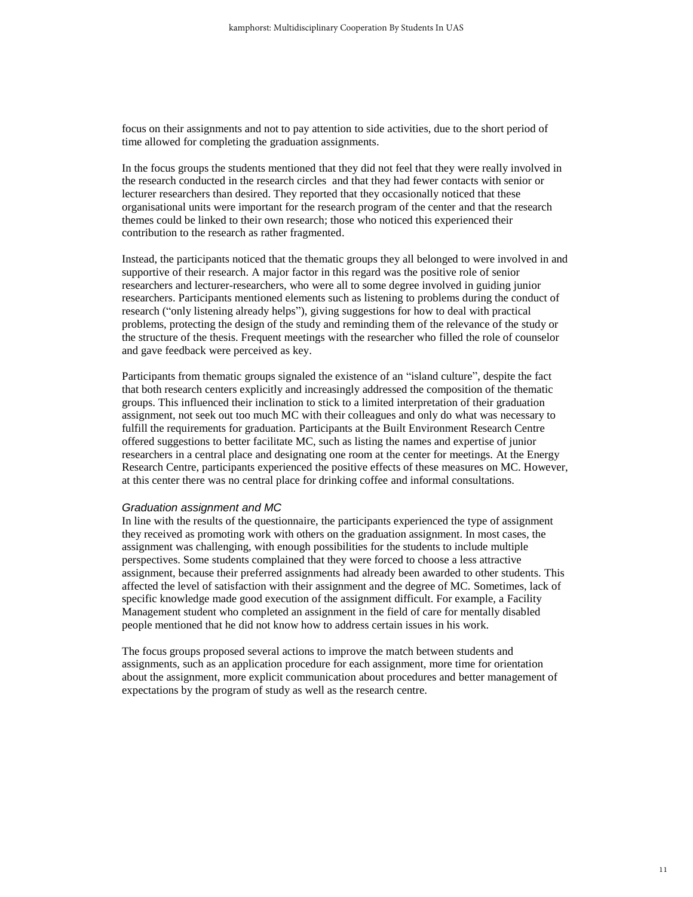focus on their assignments and not to pay attention to side activities, due to the short period of time allowed for completing the graduation assignments.

In the focus groups the students mentioned that they did not feel that they were really involved in the research conducted in the research circles and that they had fewer contacts with senior or lecturer researchers than desired. They reported that they occasionally noticed that these organisational units were important for the research program of the center and that the research themes could be linked to their own research; those who noticed this experienced their contribution to the research as rather fragmented.

Instead, the participants noticed that the thematic groups they all belonged to were involved in and supportive of their research. A major factor in this regard was the positive role of senior researchers and lecturer-researchers, who were all to some degree involved in guiding junior researchers. Participants mentioned elements such as listening to problems during the conduct of research ("only listening already helps"), giving suggestions for how to deal with practical problems, protecting the design of the study and reminding them of the relevance of the study or the structure of the thesis. Frequent meetings with the researcher who filled the role of counselor and gave feedback were perceived as key.

Participants from thematic groups signaled the existence of an "island culture", despite the fact that both research centers explicitly and increasingly addressed the composition of the thematic groups. This influenced their inclination to stick to a limited interpretation of their graduation assignment, not seek out too much MC with their colleagues and only do what was necessary to fulfill the requirements for graduation. Participants at the Built Environment Research Centre offered suggestions to better facilitate MC, such as listing the names and expertise of junior researchers in a central place and designating one room at the center for meetings. At the Energy Research Centre, participants experienced the positive effects of these measures on MC. However, at this center there was no central place for drinking coffee and informal consultations.

*Graduation assignment and MC*

In line with the results of the questionnaire, the participants experienced the type of assignment they received as promoting work with others on the graduation assignment. In most cases, the assignment was challenging, with enough possibilities for the students to include multiple perspectives. Some students complained that they were forced to choose a less attractive assignment, because their preferred assignments had already been awarded to other students. This affected the level of satisfaction with their assignment and the degree of MC. Sometimes, lack of specific knowledge made good execution of the assignment difficult. For example, a Facility Management student who completed an assignment in the field of care for mentally disabled people mentioned that he did not know how to address certain issues in his work.

The focus groups proposed several actions to improve the match between students and assignments, such as an application procedure for each assignment, more time for orientation about the assignment, more explicit communication about procedures and better management of expectations by the program of study as well as the research centre.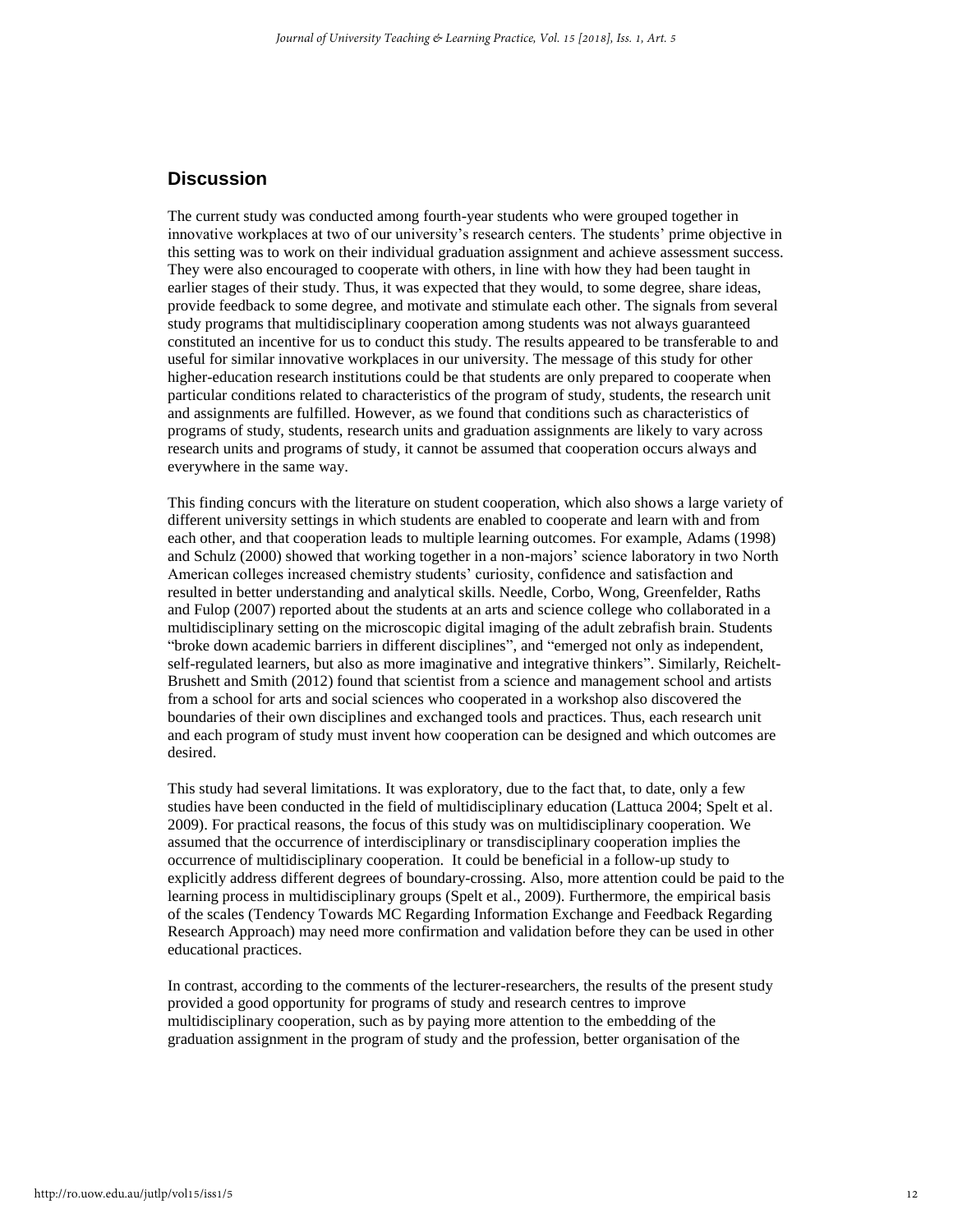## Discussion

The current study was conducted among fourth-year students who were grouped together in innovative workplaces at two of our university's research centers. The students' prime objective in this setting was to work on their individual graduation assignment and achieve assessment success. They were also encouraged to cooperate with others, in line with how they had been taught in earlier stages of their study. Thus, it was expected that they would, to some degree, share ideas, provide feedback to some degree, and motivate and stimulate each other. The signals from several study programs that multidisciplinary cooperation among students was not always guaranteed constituted an incentive for us to conduct this study. The results appeared to be transferable to and useful for similar innovative workplaces in our university. The message of this study for other higher-education research institutions could be that students are only prepared to cooperate when particular conditions related to characteristics of the program of study, students, the research unit and assignments are fulfilled. However, as we found that conditions such as characteristics of programs of study, students, research units and graduation assignments are likely to vary across research units and programs of study, it cannot be assumed that cooperation occurs always and everywhere in the same way.

This finding concurs with the literature on student cooperation, which also shows a large variety of different university settings in which students are enabled to cooperate and learn with and from each other, and that cooperation leads to multiple learning outcomes. For example, Adams (1998) and Schulz (2000) showed that working together in a non-majors' science laboratory in two North American colleges increased chemistry students' curiosity, confidence and satisfaction and resulted in better understanding and analytical skills. Needle, Corbo, Wong, Greenfelder, Raths and Fulop (2007) reported about the students at an arts and science college who collaborated in a multidisciplinary setting on the microscopic digital imaging of the adult zebrafish brain. Students "broke down academic barriers in different disciplines", and "emerged not only as independent, self-regulated learners, but also as more imaginative and integrative thinkers". Similarly, Reichelt-Brushett and Smith (2012) found that scientist from a science and management school and artists from a school for arts and social sciences who cooperated in a workshop also discovered the boundaries of their own disciplines and exchanged tools and practices. Thus, each research unit and each program of study must invent how cooperation can be designed and which outcomes are desired.

This study had several limitations. It was exploratory, due to the fact that, to date, only a few studies have been conducted in the field of multidisciplinary education (Lattuca 2004; Spelt et al. 2009). For practical reasons, the focus of this study was on multidisciplinary cooperation. We assumed that the occurrence of interdisciplinary or transdisciplinary cooperation implies the occurrence of multidisciplinary cooperation. It could be beneficial in a follow-up study to explicitly address different degrees of boundary-crossing. Also, more attention could be paid to the learning process in multidisciplinary groups (Spelt et al., 2009). Furthermore, the empirical basis of the scales (Tendency Towards MC Regarding Information Exchange and Feedback Regarding Research Approach) may need more confirmation and validation before they can be used in other educational practices.

In contrast, according to the comments of the lecturer-researchers, the results of the present study provided a good opportunity for programs of study and research centres to improve multidisciplinary cooperation, such as by paying more attention to the embedding of the graduation assignment in the program of study and the profession, better organisation of the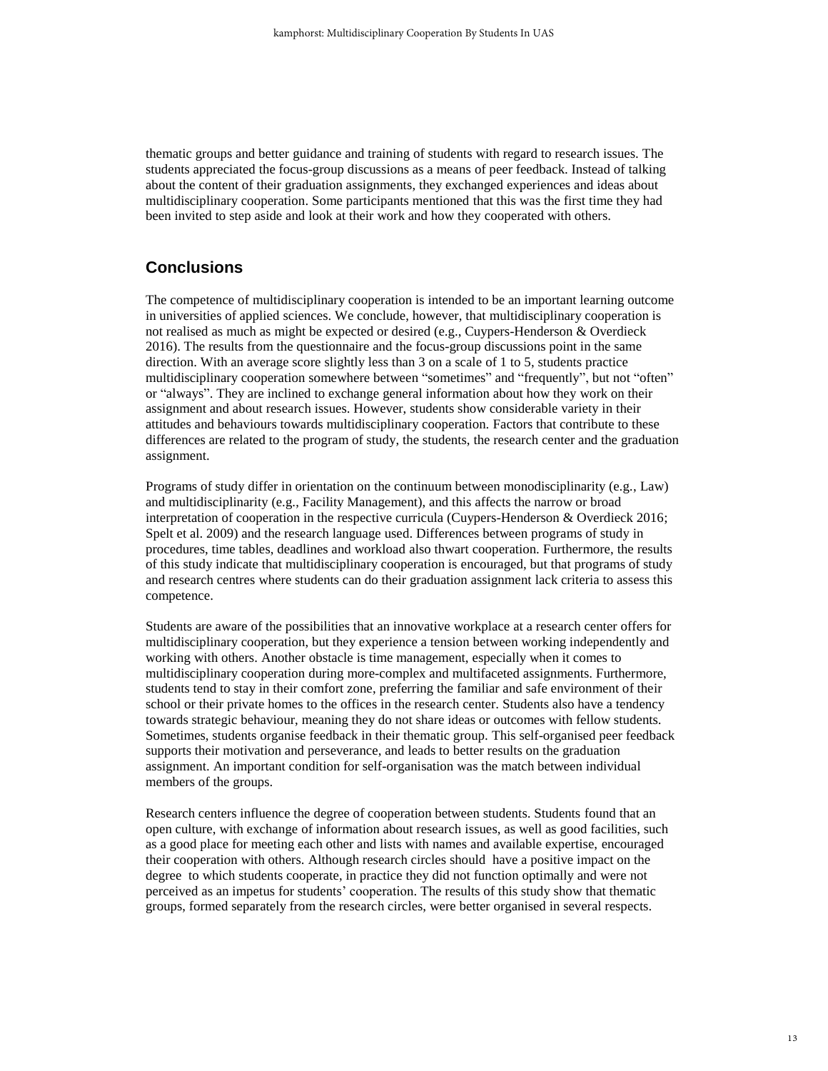thematic groups and better guidance and training of students with regard to research issues. The students appreciated the focus-group discussions as a means of peer feedback. Instead of talking about the content of their graduation assignments, they exchanged experiences and ideas about multidisciplinary cooperation. Some participants mentioned that this was the first time they had been invited to step aside and look at their work and how they cooperated with others.

## Conclusions

The competence of multidisciplinary cooperation is intended to be an important learning outcome in universities of applied sciences. We conclude, however, that multidisciplinary cooperation is not realised as much as might be expected or desired (e.g., Cuypers-Henderson & Overdieck 2016). The results from the questionnaire and the focus-group discussions point in the same direction. With an average score slightly less than 3 on a scale of 1 to 5, students practice multidisciplinary cooperation somewhere between "sometimes" and "frequently", but not "often" or "always". They are inclined to exchange general information about how they work on their assignment and about research issues. However, students show considerable variety in their attitudes and behaviours towards multidisciplinary cooperation. Factors that contribute to these differences are related to the program of study, the students, the research center and the graduation assignment.

Programs of study differ in orientation on the continuum between monodisciplinarity (e.g., Law) and multidisciplinarity (e.g., Facility Management), and this affects the narrow or broad interpretation of cooperation in the respective curricula (Cuypers-Henderson & Overdieck 2016; Spelt et al. 2009) and the research language used. Differences between programs of study in procedures, time tables, deadlines and workload also thwart cooperation. Furthermore, the results of this study indicate that multidisciplinary cooperation is encouraged, but that programs of study and research centres where students can do their graduation assignment lack criteria to assess this competence.

Students are aware of the possibilities that an innovative workplace at a research center offers for multidisciplinary cooperation, but they experience a tension between working independently and working with others. Another obstacle is time management, especially when it comes to multidisciplinary cooperation during more-complex and multifaceted assignments. Furthermore, students tend to stay in their comfort zone, preferring the familiar and safe environment of their school or their private homes to the offices in the research center. Students also have a tendency towards strategic behaviour, meaning they do not share ideas or outcomes with fellow students. Sometimes, students organise feedback in their thematic group. This self-organised peer feedback supports their motivation and perseverance, and leads to better results on the graduation assignment. An important condition for self-organisation was the match between individual members of the groups.

Research centers influence the degree of cooperation between students. Students found that an open culture, with exchange of information about research issues, as well as good facilities, such as a good place for meeting each other and lists with names and available expertise, encouraged their cooperation with others. Although research circles should have a positive impact on the degree to which students cooperate, in practice they did not function optimally and were not perceived as an impetus for students' cooperation. The results of this study show that thematic groups, formed separately from the research circles, were better organised in several respects.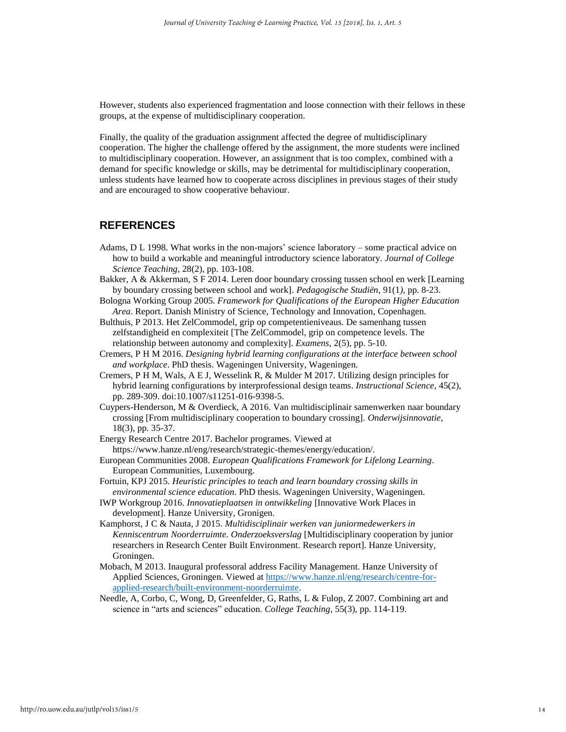However, students also experienced fragmentation and loose connection with their fellows in these groups, at the expense of multidisciplinary cooperation.

Finally, the quality of the graduation assignment affected the degree of multidisciplinary cooperation. The higher the challenge offered by the assignment, the more students were inclined to multidisciplinary cooperation. However, an assignment that is too complex, combined with a demand for specific knowledge or skills, may be detrimental for multidisciplinary cooperation, unless students have learned how to cooperate across disciplines in previous stages of their study and are encouraged to show cooperative behaviour.

## REFERENCES

Adams, D L 1998. What works in the non-majors' science laboratory – some practical advice on how to build a workable and meaningful introductory science laboratory. *Journal of College Science Teaching*, 28(2), pp. 103-108.

Bakker, A & Akkerman, S F 2014. Leren door boundary crossing tussen school en werk [Learning by boundary crossing between school and work]. *Pedagogische Studiën*, 91(1), pp. 8-23.

Bologna Working Group 2005. *Framework for Qualifications of the European Higher Education Area*. Report. Danish Ministry of Science, Technology and Innovation, Copenhagen.

Bulthuis, P 2013. Het ZelCommodel, grip op competentieniveaus. De samenhang tussen zelfstandigheid en complexiteit [The ZelCommodel, grip on competence levels. The relationship between autonomy and complexity]. *Examens*, 2(5), pp. 5-10.

Cremers, P H M 2016. *Designing hybrid learning configurations at the interface between school and workplace*. PhD thesis. Wageningen University, Wageningen.

Cremers, P H M, Wals, A E J, Wesselink R, & Mulder M 2017. Utilizing design principles for hybrid learning configurations by interprofessional design teams. *Instructional Science*, 45(2), pp. 289-309. doi:10.1007/s11251-016-9398-5.

Cuypers-Henderson, M & Overdieck, A 2016. Van multidisciplinair samenwerken naar boundary crossing [From multidisciplinary cooperation to boundary crossing]. *Onderwijsinnovatie*, 18(3), pp. 35-37.

Energy Research Centre 2017. Bachelor programes. Viewed at https://www.hanze.nl/eng/research/strategic-themes/energy/education/.

European Communities 2008. *European Qualifications Framework for Lifelong Learning*. European Communities, Luxembourg.

Fortuin, KPJ 2015. *Heuristic principles to teach and learn boundary crossing skills in environmental science education*. PhD thesis. Wageningen University, Wageningen.

IWP Workgroup 2016. *Innovatieplaatsen in ontwikkeling* [Innovative Work Places in development]. Hanze University, Gronigen.

Kamphorst, J C & Nauta, J 2015. *Multidisciplinair werken van juniormedewerkers in Kenniscentrum Noorderruimte. Onderzoeksverslag* [Multidisciplinary cooperation by junior researchers in Research Center Built Environment. Research report]. Hanze University, Groningen.

Mobach, M 2013. Inaugural professoral address Facility Management. Hanze University of Applied Sciences, Groningen. Viewed at https://www.hanze.nl/eng/research/centre-for-applied-research/built-environment-noorderruimte.

Needle, A, Corbo, C, Wong, D, Greenfelder, G, Raths, L & Fulop, Z 2007. Combining art and science in "arts and sciences" education. *College Teaching*, 55(3), pp. 114-119.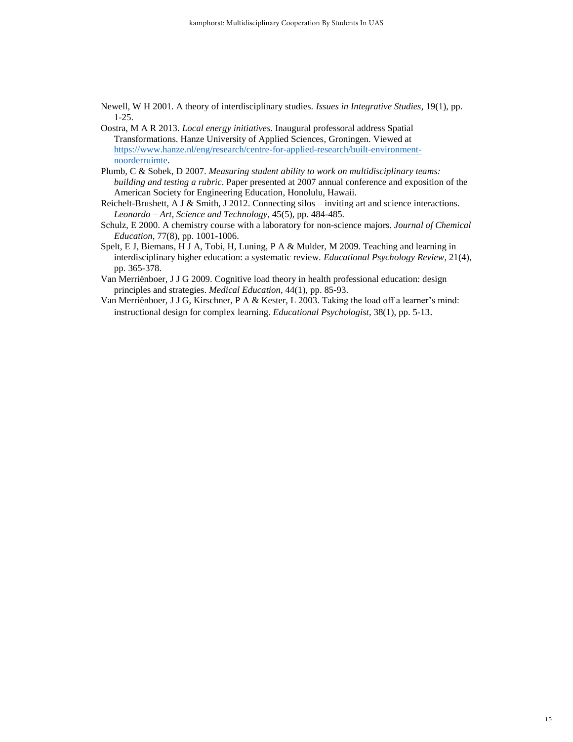Newell, W H 2001. A theory of interdisciplinary studies. *Issues in Integrative Studies*, 19(1), pp. 1-25.

Oostra, M A R 2013. *Local energy initiatives*. Inaugural professoral address Spatial Transformations. Hanze University of Applied Sciences, Groningen. Viewed at https://www.hanze.nl/eng/research/centre-for-applied-research/built-environment-noorderruimte.

Plumb, C & Sobek, D 2007. *Measuring student ability to work on multidisciplinary teams: building and testing a rubric*. Paper presented at 2007 annual conference and exposition of the American Society for Engineering Education, Honolulu, Hawaii.

Reichelt-Brushett, A J & Smith, J 2012. Connecting silos – inviting art and science interactions. *Leonardo – Art, Science and Technology*, 45(5), pp. 484-485.

Schulz, E 2000. A chemistry course with a laboratory for non-science majors. *Journal of Chemical Education*, 77(8), pp. 1001-1006.

Spelt, E J, Biemans, H J A, Tobi, H, Luning, P A & Mulder, M 2009. Teaching and learning in interdisciplinary higher education: a systematic review. *Educational Psychology Review*, 21(4), pp. 365-378.

Van Merriënboer, J J G 2009. Cognitive load theory in health professional education: design principles and strategies. *Medical Education*, 44(1), pp. 85-93.

Van Merriënboer, J J G, Kirschner, P A & Kester, L 2003. Taking the load off a learner's mind: instructional design for complex learning. *Educational Psychologist*, 38(1), pp. 5-13.